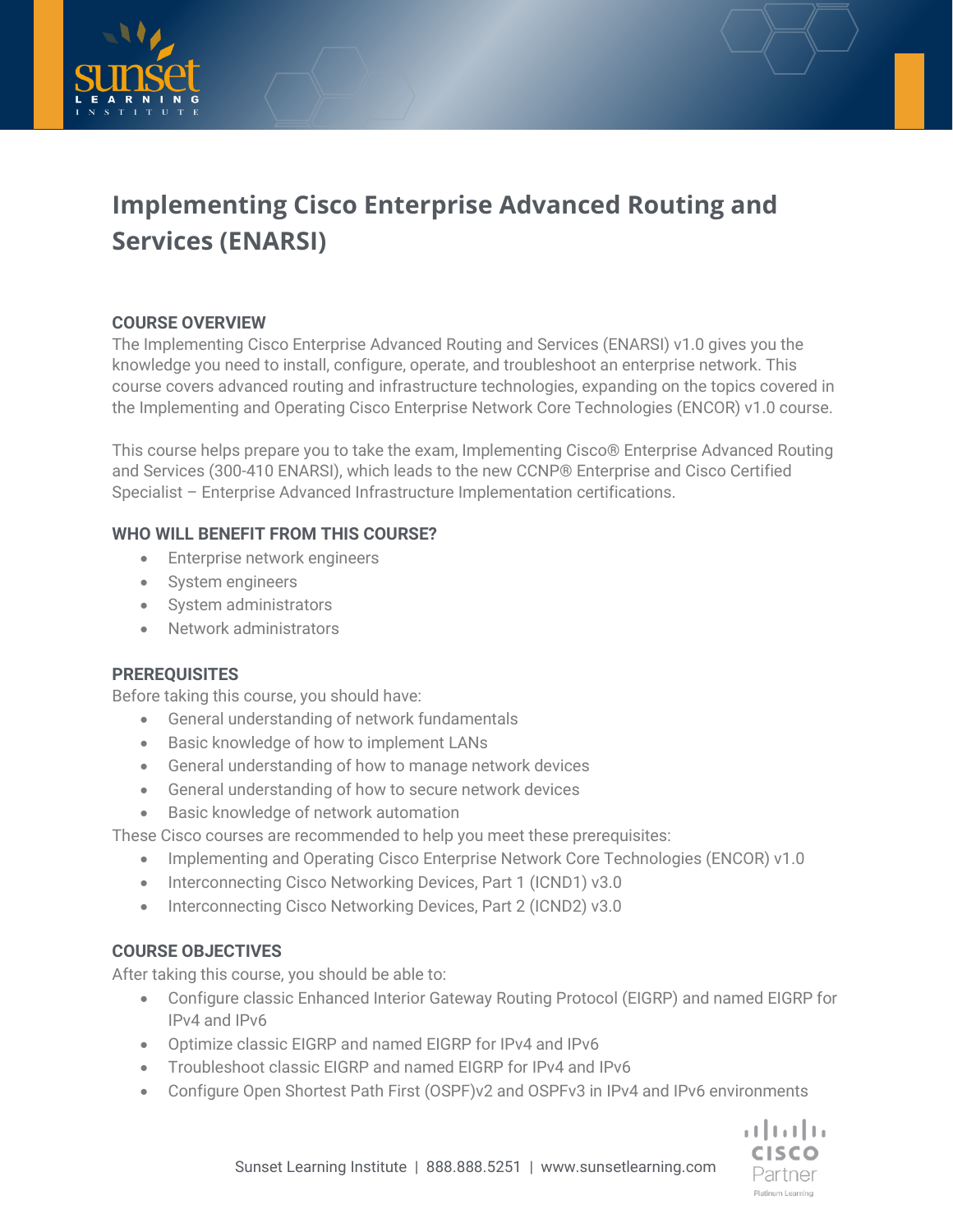# Implementing Cisco Enterprise Advanced Routing and Services (ENARSI)

## COURSE OVERVIEW

The Implementing Cisco Enterprise Advanced Routing and Services (ENARSI) v1.0 gives you the knowledge you need to install, configure, operate, and troubleshoot an enterprise network. This course covers advanced routing and infrastructure technologies, expanding on the topics covered in the Implementing and Operating Cisco Enterprise Network Core Technologies (ENCOR) v1.0 course.

This course helps prepare you to take the exam, Implementing Cisco® Enterprise Advanced Routing and Services (300-410 ENARSI), which leads to the new CCNP® Enterprise and Cisco Certified Specialist – Enterprise Advanced Infrastructure Implementation certifications.

## WHO WILL BENEFIT FROM THIS COURSE?

- Enterprise network engineers
- System engineers
- System administrators
- Network administrators

## PREREQUISITES

Before taking this course, you should have:

- General understanding of network fundamentals
- Basic knowledge of how to implement LANs
- General understanding of how to manage network devices
- General understanding of how to secure network devices
- Basic knowledge of network automation

These Cisco courses are recommended to help you meet these prerequisites:

- Implementing and Operating Cisco Enterprise Network Core Technologies (ENCOR) v1.0
- Interconnecting Cisco Networking Devices, Part 1 (ICND1) v3.0
- Interconnecting Cisco Networking Devices, Part 2 (ICND2) v3.0

## COURSE OBJECTIVES

After taking this course, you should be able to:

- Configure classic Enhanced Interior Gateway Routing Protocol (EIGRP) and named EIGRP for IPv4 and IPv6
- Optimize classic EIGRP and named EIGRP for IPv4 and IPv6
- Troubleshoot classic EIGRP and named EIGRP for IPv4 and IPv6
- Configure Open Shortest Path First (OSPF)v2 and OSPFv3 in IPv4 and IPv6 environments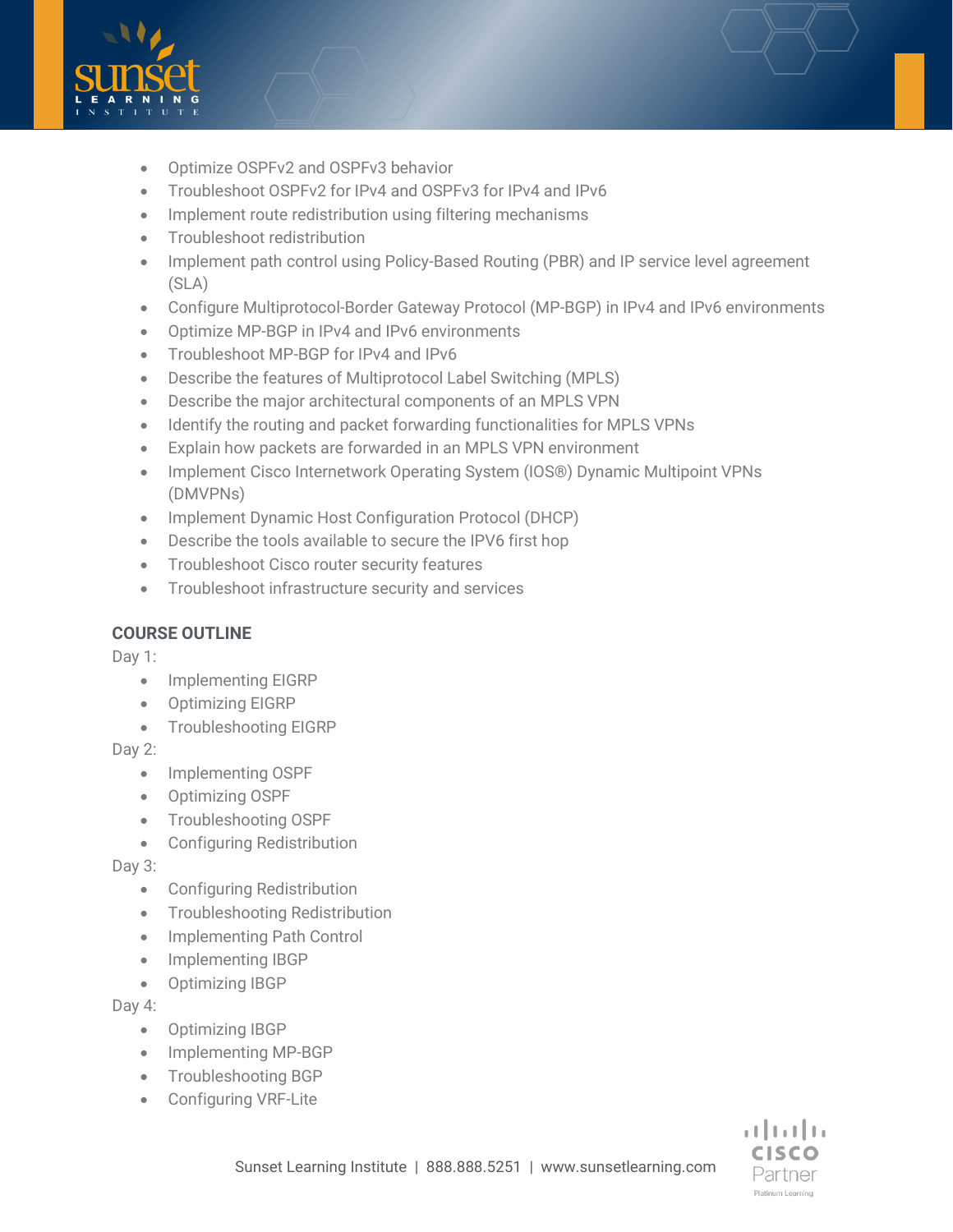- Optimize OSPFv2 and OSPFv3 behavior
- Troubleshoot OSPFv2 for IPv4 and OSPFv3 for IPv4 and IPv6
- Implement route redistribution using filtering mechanisms
- Troubleshoot redistribution
- Implement path control using Policy-Based Routing (PBR) and IP service level agreement (SLA)
- Configure Multiprotocol-Border Gateway Protocol (MP-BGP) in IPv4 and IPv6 environments
- Optimize MP-BGP in IPv4 and IPv6 environments
- Troubleshoot MP-BGP for IPv4 and IPv6
- Describe the features of Multiprotocol Label Switching (MPLS)
- Describe the major architectural components of an MPLS VPN
- Identify the routing and packet forwarding functionalities for MPLS VPNs
- Explain how packets are forwarded in an MPLS VPN environment
- Implement Cisco Internetwork Operating System (IOS®) Dynamic Multipoint VPNs (DMVPNs)
- Implement Dynamic Host Configuration Protocol (DHCP)
- Describe the tools available to secure the IPV6 first hop
- Troubleshoot Cisco router security features
- Troubleshoot infrastructure security and services

**COURSE OUTLINE**

Day 1:

- Implementing EIGRP
- Optimizing EIGRP
- Troubleshooting EIGRP

Day 2:

- Implementing OSPF
- Optimizing OSPF
- Troubleshooting OSPF
- Configuring Redistribution

Day 3:

- Configuring Redistribution
- Troubleshooting Redistribution
- Implementing Path Control
- Implementing IBGP
- Optimizing IBGP

Day 4:

- Optimizing IBGP
- Implementing MP-BGP
- Troubleshooting BGP
- Configuring VRF-Lite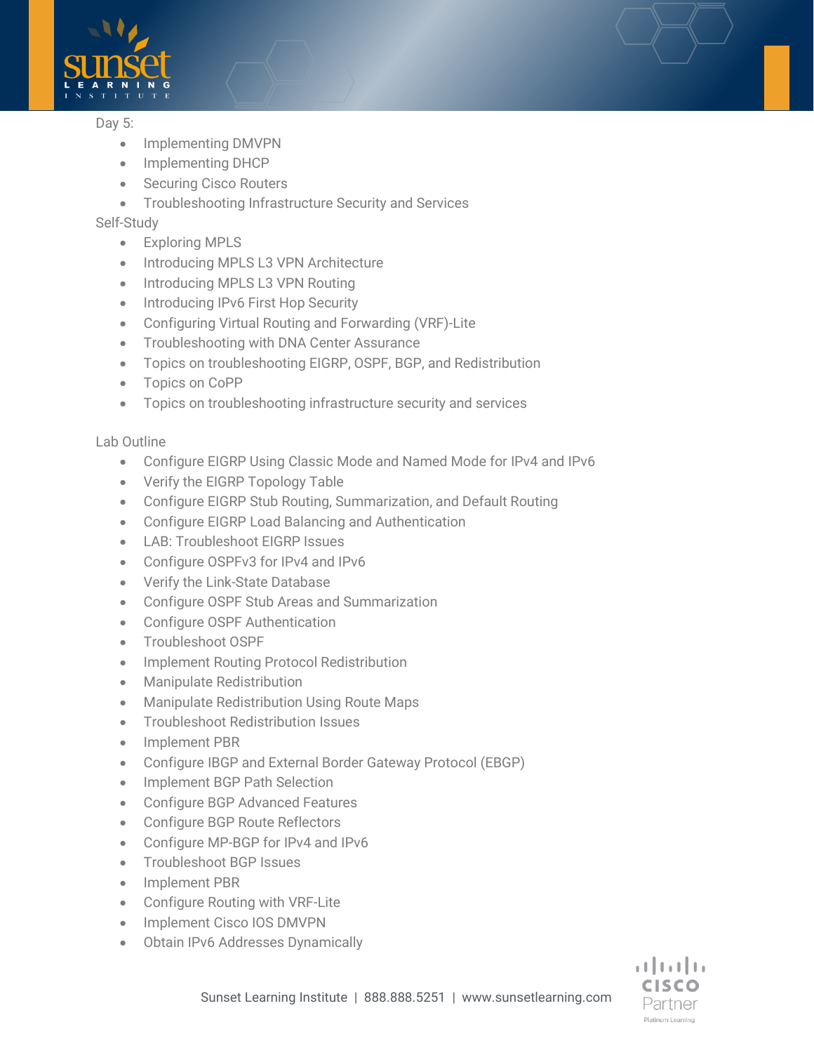Day 5:

- Implementing DMVPN
- Implementing DHCP
- Securing Cisco Routers
- Troubleshooting Infrastructure Security and Services

Self-Study

- Exploring MPLS
- Introducing MPLS L3 VPN Architecture
- Introducing MPLS L3 VPN Routing
- Introducing IPv6 First Hop Security
- Configuring Virtual Routing and Forwarding (VRF)-Lite
- Troubleshooting with DNA Center Assurance
- Topics on troubleshooting EIGRP, OSPF, BGP, and Redistribution
- Topics on CoPP
- Topics on troubleshooting infrastructure security and services

Lab Outline

- Configure EIGRP Using Classic Mode and Named Mode for IPv4 and IPv6
- Verify the EIGRP Topology Table
- Configure EIGRP Stub Routing, Summarization, and Default Routing
- Configure EIGRP Load Balancing and Authentication
- LAB: Troubleshoot EIGRP Issues
- Configure OSPFv3 for IPv4 and IPv6
- Verify the Link-State Database
- Configure OSPF Stub Areas and Summarization
- Configure OSPF Authentication
- Troubleshoot OSPF
- Implement Routing Protocol Redistribution
- Manipulate Redistribution
- Manipulate Redistribution Using Route Maps
- Troubleshoot Redistribution Issues
- Implement PBR
- Configure IBGP and External Border Gateway Protocol (EBGP)
- Implement BGP Path Selection
- Configure BGP Advanced Features
- Configure BGP Route Reflectors
- Configure MP-BGP for IPv4 and IPv6
- Troubleshoot BGP Issues
- Implement PBR
- Configure Routing with VRF-Lite
- Implement Cisco IOS DMVPN
- Obtain IPv6 Addresses Dynamically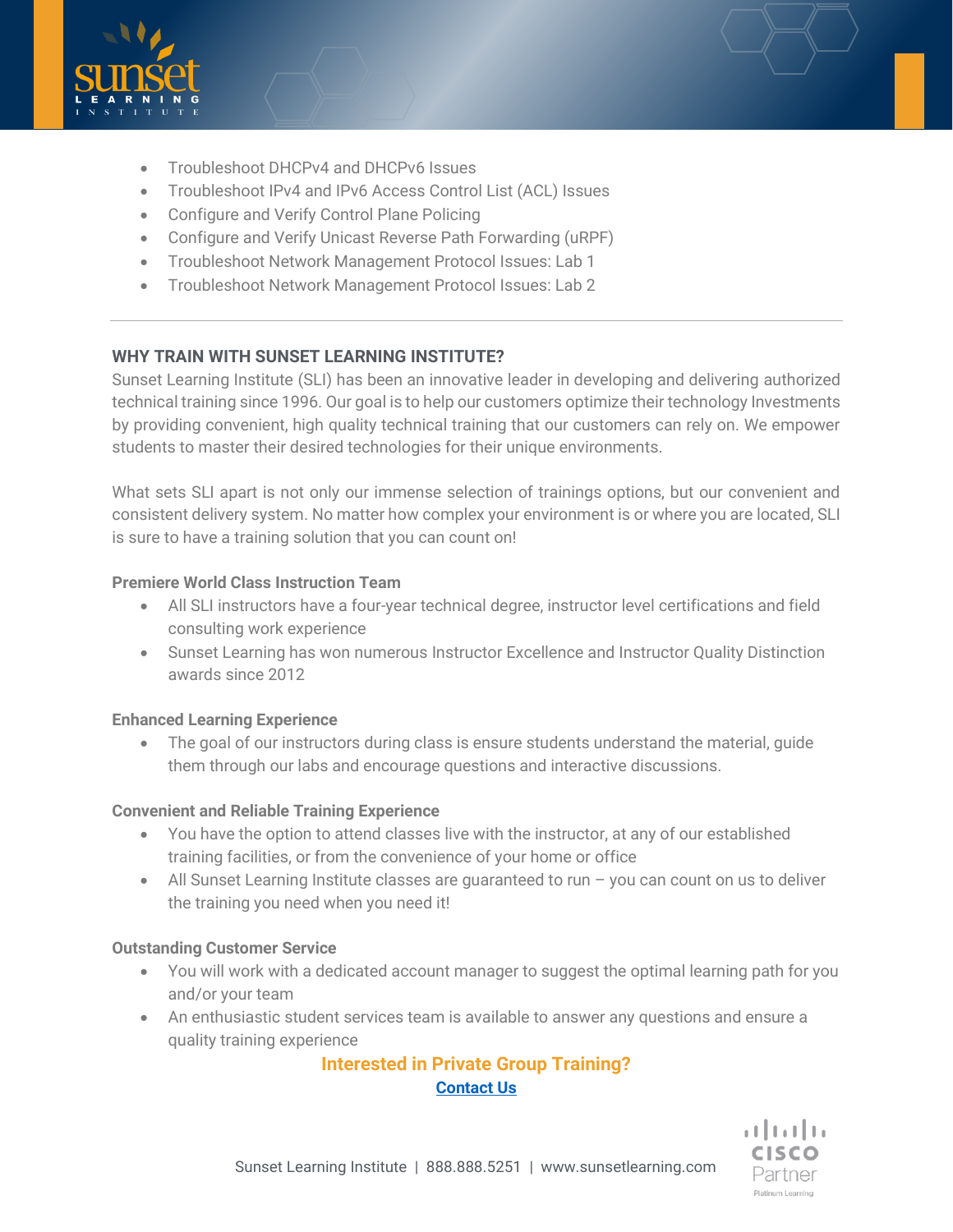- Troubleshoot DHCPv4 and DHCPv6 Issues
- Troubleshoot IPv4 and IPv6 Access Control List (ACL) Issues
- Configure and Verify Control Plane Policing
- Configure and Verify Unicast Reverse Path Forwarding (uRPF)
- Troubleshoot Network Management Protocol Issues: Lab 1
- Troubleshoot Network Management Protocol Issues: Lab 2

---

## WHY TRAIN WITH SUNSET LEARNING INSTITUTE?

Sunset Learning Institute (SLI) has been an innovative leader in developing and delivering authorized technical training since 1996. Our goal is to help our customers optimize their technology Investments by providing convenient, high quality technical training that our customers can rely on. We empower students to master their desired technologies for their unique environments.

What sets SLI apart is not only our immense selection of trainings options, but our convenient and consistent delivery system. No matter how complex your environment is or where you are located, SLI is sure to have a training solution that you can count on!

### Premiere World Class Instruction Team

- All SLI instructors have a four-year technical degree, instructor level certifications and field consulting work experience
- Sunset Learning has won numerous Instructor Excellence and Instructor Quality Distinction awards since 2012

### Enhanced Learning Experience

- The goal of our instructors during class is ensure students understand the material, guide them through our labs and encourage questions and interactive discussions.

### Convenient and Reliable Training Experience

- You have the option to attend classes live with the instructor, at any of our established training facilities, or from the convenience of your home or office
- All Sunset Learning Institute classes are guaranteed to run – you can count on us to deliver the training you need when you need it!

### Outstanding Customer Service

- You will work with a dedicated account manager to suggest the optimal learning path for you and/or your team
- An enthusiastic student services team is available to answer any questions and ensure a quality training experience

**Interested in Private Group Training?**

**Contact Us**

Sunset Learning Institute | 888.888.5251 | www.sunsetlearning.com